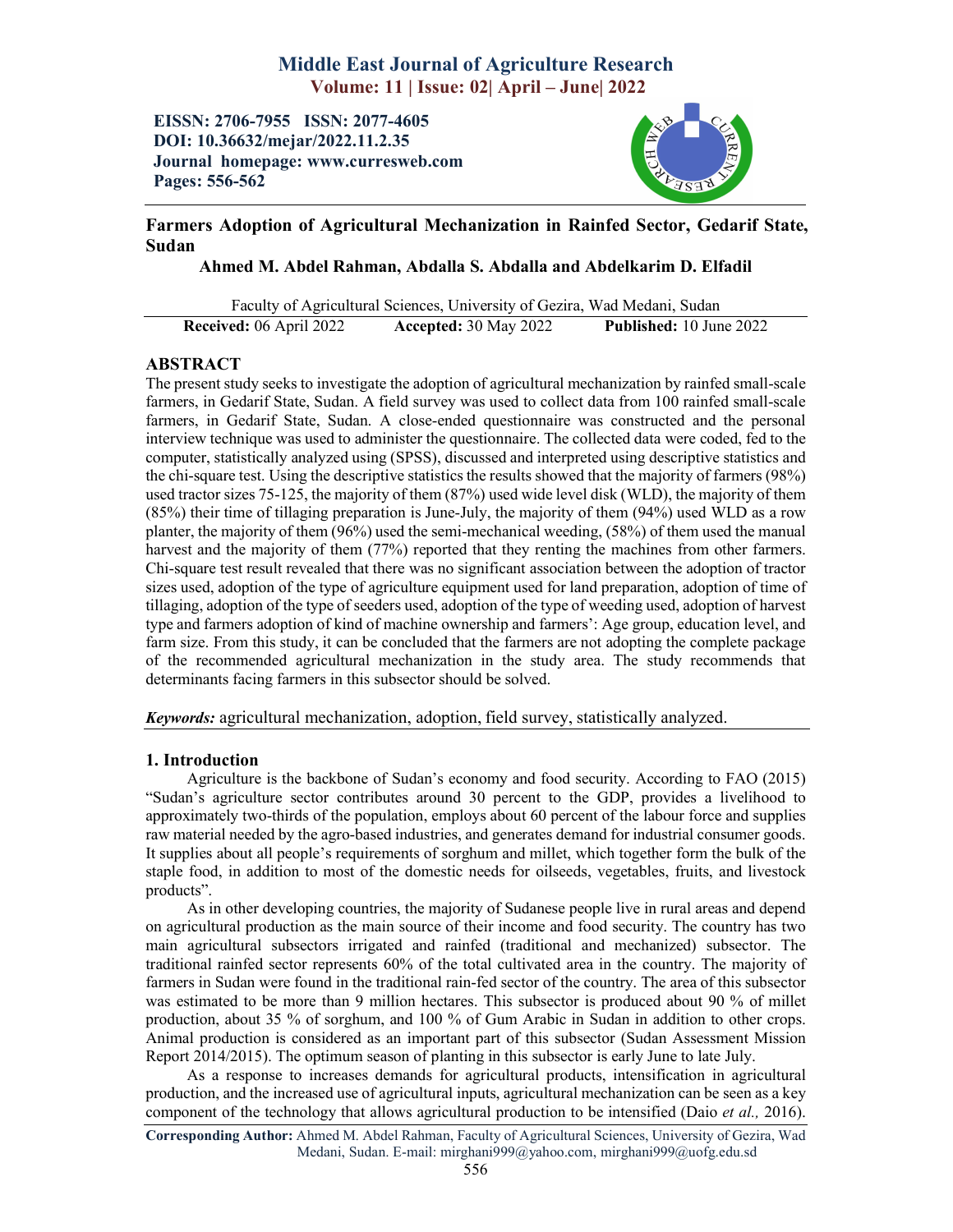# Farmers Adoption of Agricultural Mechanization in Rainfed Sector, Gedarif State, Sudan

**Ahmed M. Abdel Rahman, Abdalla S. Abdalla and Abdelkarim D. Elfadil**

Faculty of Agricultural Sciences, University of Gezira, Wad Medani, Sudan

**Received:** 06 April 2022 **Accepted:** 30 May 2022 **Published:** 10 June 2022

## ABSTRACT

The present study seeks to investigate the adoption of agricultural mechanization by rainfed small-scale farmers, in Gedarif State, Sudan. A field survey was used to collect data from 100 rainfed small-scale farmers, in Gedarif State, Sudan. A close-ended questionnaire was constructed and the personal interview technique was used to administer the questionnaire. The collected data were coded, fed to the computer, statistically analyzed using (SPSS), discussed and interpreted using descriptive statistics and the chi-square test. Using the descriptive statistics the results showed that the majority of farmers (98%) used tractor sizes 75-125, the majority of them (87%) used wide level disk (WLD), the majority of them (85%) their time of tillaging preparation is June-July, the majority of them (94%) used WLD as a row planter, the majority of them (96%) used the semi-mechanical weeding, (58%) of them used the manual harvest and the majority of them (77%) reported that they renting the machines from other farmers. Chi-square test result revealed that there was no significant association between the adoption of tractor sizes used, adoption of the type of agriculture equipment used for land preparation, adoption of time of tillaging, adoption of the type of seeders used, adoption of the type of weeding used, adoption of harvest type and farmers adoption of kind of machine ownership and farmers': Age group, education level, and farm size. From this study, it can be concluded that the farmers are not adopting the complete package of the recommended agricultural mechanization in the study area. The study recommends that determinants facing farmers in this subsector should be solved.

***Keywords:*** agricultural mechanization, adoption, field survey, statistically analyzed.

## 1. Introduction

Agriculture is the backbone of Sudan's economy and food security. According to FAO (2015) "Sudan's agriculture sector contributes around 30 percent to the GDP, provides a livelihood to approximately two-thirds of the population, employs about 60 percent of the labour force and supplies raw material needed by the agro-based industries, and generates demand for industrial consumer goods. It supplies about all people's requirements of sorghum and millet, which together form the bulk of the staple food, in addition to most of the domestic needs for oilseeds, vegetables, fruits, and livestock products".

As in other developing countries, the majority of Sudanese people live in rural areas and depend on agricultural production as the main source of their income and food security. The country has two main agricultural subsectors irrigated and rainfed (traditional and mechanized) subsector. The traditional rainfed sector represents 60% of the total cultivated area in the country. The majority of farmers in Sudan were found in the traditional rain-fed sector of the country. The area of this subsector was estimated to be more than 9 million hectares. This subsector is produced about 90 % of millet production, about 35 % of sorghum, and 100 % of Gum Arabic in Sudan in addition to other crops. Animal production is considered as an important part of this subsector (Sudan Assessment Mission Report 2014/2015). The optimum season of planting in this subsector is early June to late July.

As a response to increases demands for agricultural products, intensification in agricultural production, and the increased use of agricultural inputs, agricultural mechanization can be seen as a key component of the technology that allows agricultural production to be intensified (Daio *et al.,* 2016).

**Corresponding Author:** Ahmed M. Abdel Rahman, Faculty of Agricultural Sciences, University of Gezira, Wad Medani, Sudan. E-mail: mirghani999@yahoo.com, mirghani999@uofg.edu.sd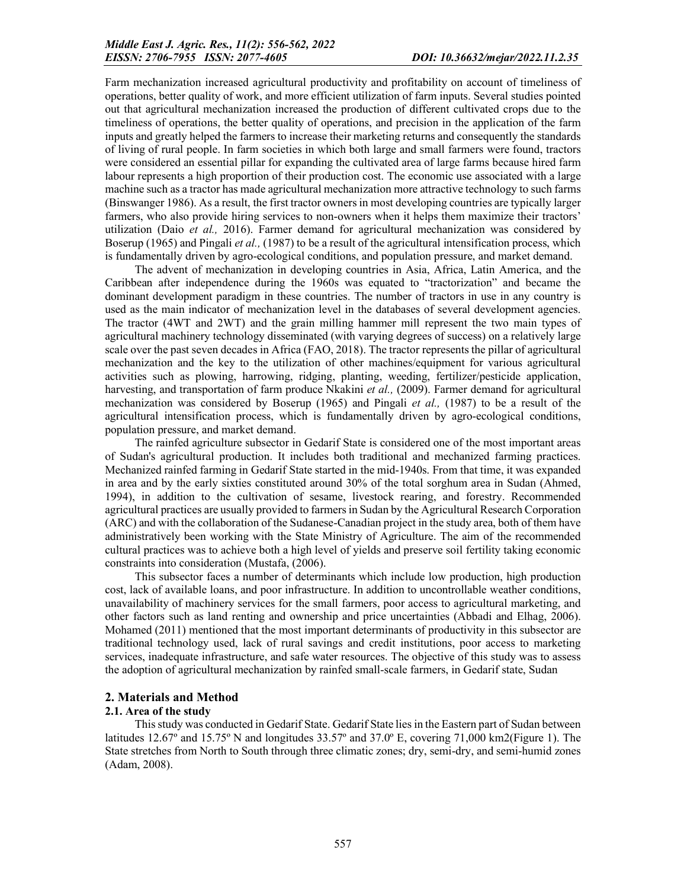Farm mechanization increased agricultural productivity and profitability on account of timeliness of operations, better quality of work, and more efficient utilization of farm inputs. Several studies pointed out that agricultural mechanization increased the production of different cultivated crops due to the timeliness of operations, the better quality of operations, and precision in the application of the farm inputs and greatly helped the farmers to increase their marketing returns and consequently the standards of living of rural people. In farm societies in which both large and small farmers were found, tractors were considered an essential pillar for expanding the cultivated area of large farms because hired farm labour represents a high proportion of their production cost. The economic use associated with a large machine such as a tractor has made agricultural mechanization more attractive technology to such farms (Binswanger 1986). As a result, the first tractor owners in most developing countries are typically larger farmers, who also provide hiring services to non-owners when it helps them maximize their tractors' utilization (Daio *et al.,* 2016). Farmer demand for agricultural mechanization was considered by Boserup (1965) and Pingali *et al.,* (1987) to be a result of the agricultural intensification process, which is fundamentally driven by agro-ecological conditions, and population pressure, and market demand.

The advent of mechanization in developing countries in Asia, Africa, Latin America, and the Caribbean after independence during the 1960s was equated to "tractorization" and became the dominant development paradigm in these countries. The number of tractors in use in any country is used as the main indicator of mechanization level in the databases of several development agencies. The tractor (4WT and 2WT) and the grain milling hammer mill represent the two main types of agricultural machinery technology disseminated (with varying degrees of success) on a relatively large scale over the past seven decades in Africa (FAO, 2018). The tractor represents the pillar of agricultural mechanization and the key to the utilization of other machines/equipment for various agricultural activities such as plowing, harrowing, ridging, planting, weeding, fertilizer/pesticide application, harvesting, and transportation of farm produce Nkakini *et al.,* (2009). Farmer demand for agricultural mechanization was considered by Boserup (1965) and Pingali *et al.,* (1987) to be a result of the agricultural intensification process, which is fundamentally driven by agro-ecological conditions, population pressure, and market demand.

The rainfed agriculture subsector in Gedarif State is considered one of the most important areas of Sudan's agricultural production. It includes both traditional and mechanized farming practices. Mechanized rainfed farming in Gedarif State started in the mid-1940s. From that time, it was expanded in area and by the early sixties constituted around 30% of the total sorghum area in Sudan (Ahmed, 1994), in addition to the cultivation of sesame, livestock rearing, and forestry. Recommended agricultural practices are usually provided to farmers in Sudan by the Agricultural Research Corporation (ARC) and with the collaboration of the Sudanese-Canadian project in the study area, both of them have administratively been working with the State Ministry of Agriculture. The aim of the recommended cultural practices was to achieve both a high level of yields and preserve soil fertility taking economic constraints into consideration (Mustafa, (2006).

This subsector faces a number of determinants which include low production, high production cost, lack of available loans, and poor infrastructure. In addition to uncontrollable weather conditions, unavailability of machinery services for the small farmers, poor access to agricultural marketing, and other factors such as land renting and ownership and price uncertainties (Abbadi and Elhag, 2006). Mohamed (2011) mentioned that the most important determinants of productivity in this subsector are traditional technology used, lack of rural savings and credit institutions, poor access to marketing services, inadequate infrastructure, and safe water resources. The objective of this study was to assess the adoption of agricultural mechanization by rainfed small-scale farmers, in Gedarif state, Sudan

## 2. Materials and Method

### 2.1. Area of the study

This study was conducted in Gedarif State. Gedarif State lies in the Eastern part of Sudan between latitudes 12.67º and 15.75º N and longitudes 33.57º and 37.0º E, covering 71,000 km2(Figure 1). The State stretches from North to South through three climatic zones; dry, semi-dry, and semi-humid zones (Adam, 2008).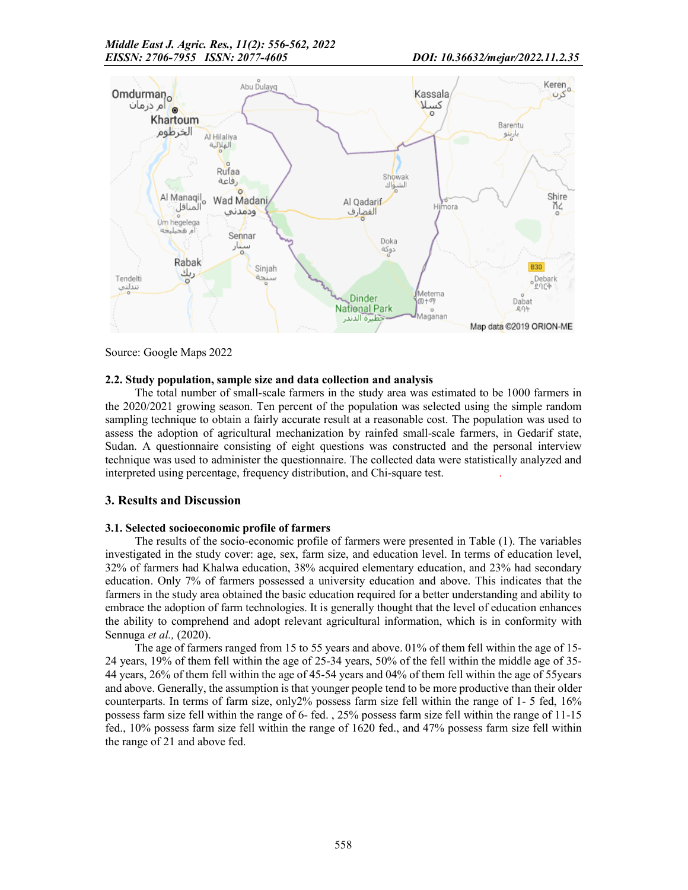Source: Google Maps 2022

### 2.2. Study population, sample size and data collection and analysis

The total number of small-scale farmers in the study area was estimated to be 1000 farmers in the 2020/2021 growing season. Ten percent of the population was selected using the simple random sampling technique to obtain a fairly accurate result at a reasonable cost. The population was used to assess the adoption of agricultural mechanization by rainfed small-scale farmers, in Gedarif state, Sudan. A questionnaire consisting of eight questions was constructed and the personal interview technique was used to administer the questionnaire. The collected data were statistically analyzed and interpreted using percentage, frequency distribution, and Chi-square test.

## 3. Results and Discussion

### 3.1. Selected socioeconomic profile of farmers

The results of the socio-economic profile of farmers were presented in Table (1). The variables investigated in the study cover: age, sex, farm size, and education level. In terms of education level, 32% of farmers had Khalwa education, 38% acquired elementary education, and 23% had secondary education. Only 7% of farmers possessed a university education and above. This indicates that the farmers in the study area obtained the basic education required for a better understanding and ability to embrace the adoption of farm technologies. It is generally thought that the level of education enhances the ability to comprehend and adopt relevant agricultural information, which is in conformity with Sennuga *et al.,* (2020).

The age of farmers ranged from 15 to 55 years and above. 01% of them fell within the age of 15-24 years, 19% of them fell within the age of 25-34 years, 50% of the fell within the middle age of 35-44 years, 26% of them fell within the age of 45-54 years and 04% of them fell within the age of 55years and above. Generally, the assumption is that younger people tend to be more productive than their older counterparts. In terms of farm size, only2% possess farm size fell within the range of 1- 5 fed, 16% possess farm size fell within the range of 6- fed. , 25% possess farm size fell within the range of 11-15 fed., 10% possess farm size fell within the range of 1620 fed., and 47% possess farm size fell within the range of 21 and above fed.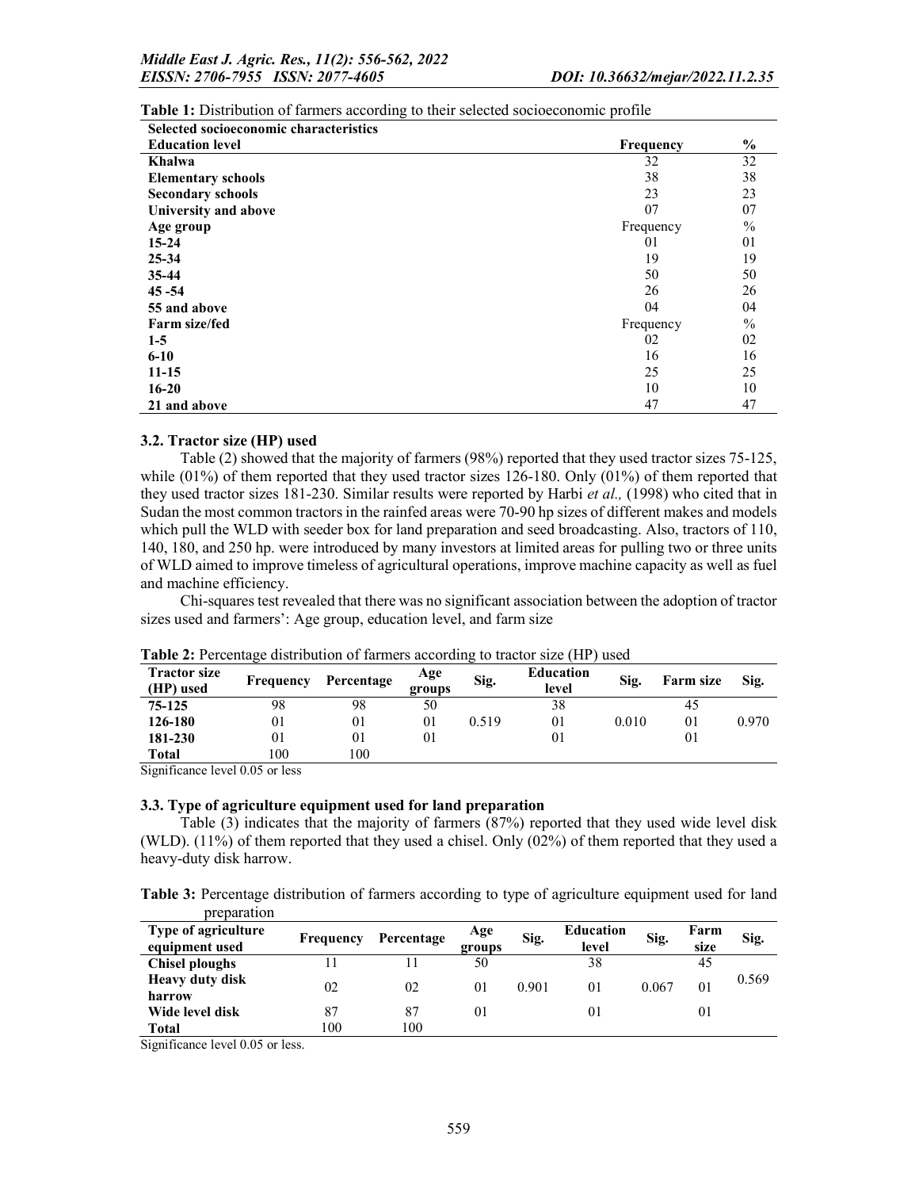**Table 1:** Distribution of farmers according to their selected socioeconomic profile

| Selected socioeconomic characteristics | | |
|---|---|---|
| **Education level** | **Frequency** | **%** |
| **Khalwa** | 32 | 32 |
| **Elementary schools** | 38 | 38 |
| **Secondary schools** | 23 | 23 |
| **University and above** | 07 | 07 |
| **Age group** | Frequency | % |
| **15-24** | 01 | 01 |
| **25-34** | 19 | 19 |
| **35-44** | 50 | 50 |
| **45 -54** | 26 | 26 |
| **55 and above** | 04 | 04 |
| **Farm size/fed** | Frequency | % |
| **1-5** | 02 | 02 |
| **6-10** | 16 | 16 |
| **11-15** | 25 | 25 |
| **16-20** | 10 | 10 |
| **21 and above** | 47 | 47 |

### 3.2. Tractor size (HP) used

Table (2) showed that the majority of farmers (98%) reported that they used tractor sizes 75-125, while (01%) of them reported that they used tractor sizes 126-180. Only (01%) of them reported that they used tractor sizes 181-230. Similar results were reported by Harbi *et al.,* (1998) who cited that in Sudan the most common tractors in the rainfed areas were 70-90 hp sizes of different makes and models which pull the WLD with seeder box for land preparation and seed broadcasting. Also, tractors of 110, 140, 180, and 250 hp. were introduced by many investors at limited areas for pulling two or three units of WLD aimed to improve timeless of agricultural operations, improve machine capacity as well as fuel and machine efficiency.

Chi-squares test revealed that there was no significant association between the adoption of tractor sizes used and farmers': Age group, education level, and farm size

**Table 2:** Percentage distribution of farmers according to tractor size (HP) used

| Tractor size (HP) used | Frequency | Percentage | Age groups | Sig. | Education level | Sig. | Farm size | Sig. |
|---|---|---|---|---|---|---|---|---|
| **75-125** | 98 | 98 | 50 | | 38 | | 45 | |
| **126-180** | 01 | 01 | 01 | 0.519 | 01 | 0.010 | 01 | 0.970 |
| **181-230** | 01 | 01 | 01 | | 01 | | 01 | |
| **Total** | 100 | 100 | | | | | | |

Significance level 0.05 or less

### 3.3. Type of agriculture equipment used for land preparation

Table (3) indicates that the majority of farmers (87%) reported that they used wide level disk (WLD). (11%) of them reported that they used a chisel. Only (02%) of them reported that they used a heavy-duty disk harrow.

**Table 3:** Percentage distribution of farmers according to type of agriculture equipment used for land preparation

| Type of agriculture equipment used | Frequency | Percentage | Age groups | Sig. | Education level | Sig. | Farm size | Sig. |
|---|---|---|---|---|---|---|---|---|
| **Chisel ploughs** | 11 | 11 | 50 | | 38 | | 45 | |
| **Heavy duty disk harrow** | 02 | 02 | 01 | 0.901 | 01 | 0.067 | 01 | 0.569 |
| **Wide level disk** | 87 | 87 | 01 | | 01 | | 01 | |
| **Total** | 100 | 100 | | | | | | |

Significance level 0.05 or less.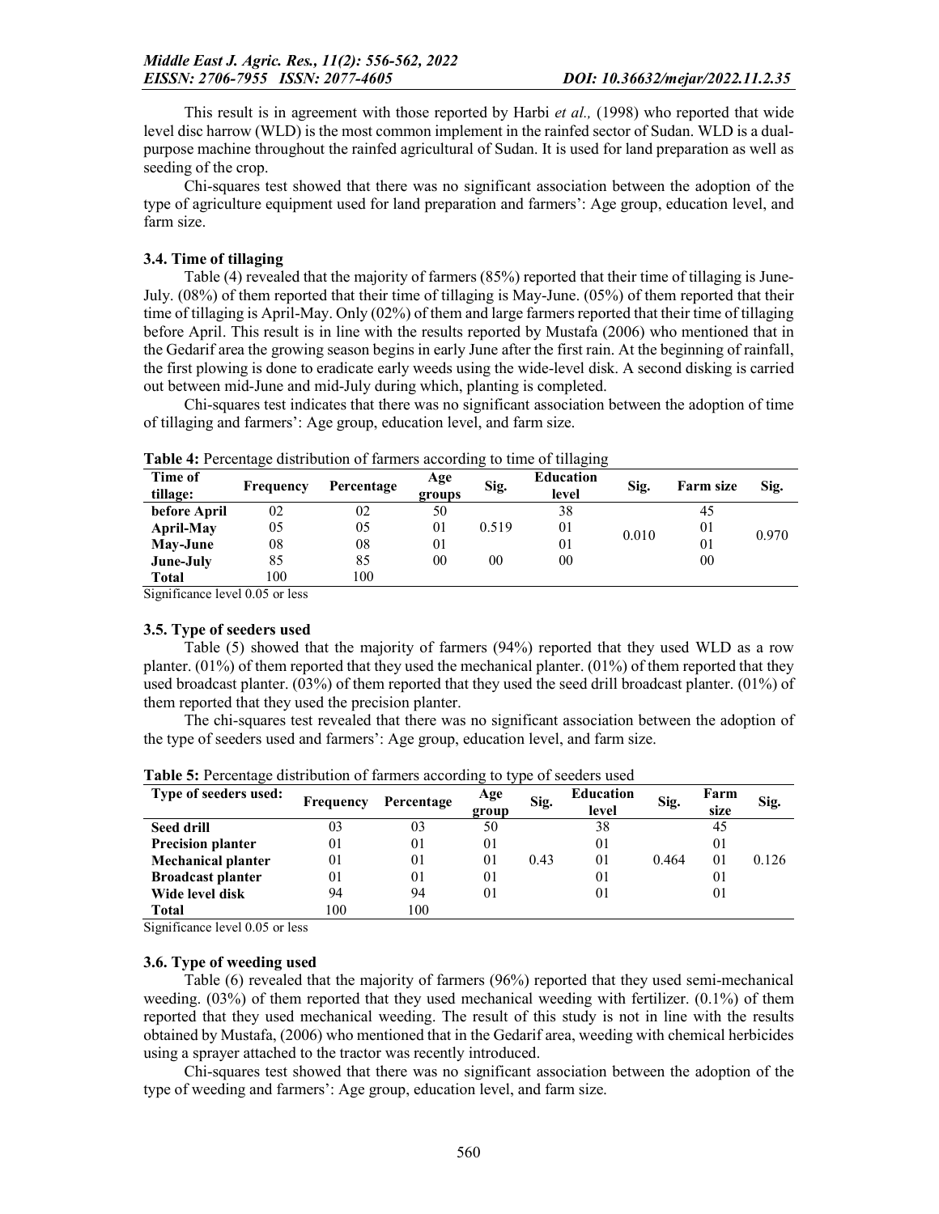This result is in agreement with those reported by Harbi *et al.,* (1998) who reported that wide level disc harrow (WLD) is the most common implement in the rainfed sector of Sudan. WLD is a dual-purpose machine throughout the rainfed agricultural of Sudan. It is used for land preparation as well as seeding of the crop.

Chi-squares test showed that there was no significant association between the adoption of the type of agriculture equipment used for land preparation and farmers': Age group, education level, and farm size.

### 3.4. Time of tillaging

Table (4) revealed that the majority of farmers (85%) reported that their time of tillaging is June-July. (08%) of them reported that their time of tillaging is May-June. (05%) of them reported that their time of tillaging is April-May. Only (02%) of them and large farmers reported that their time of tillaging before April. This result is in line with the results reported by Mustafa (2006) who mentioned that in the Gedarif area the growing season begins in early June after the first rain. At the beginning of rainfall, the first plowing is done to eradicate early weeds using the wide-level disk. A second disking is carried out between mid-June and mid-July during which, planting is completed.

Chi-squares test indicates that there was no significant association between the adoption of time of tillaging and farmers': Age group, education level, and farm size.

**Table 4:** Percentage distribution of farmers according to time of tillaging

| Time of tillage: | Frequency | Percentage | Age groups | Sig. | Education level | Sig. | Farm size | Sig. |
|---|---|---|---|---|---|---|---|---|
| **before April** | 02 | 02 | 50 | | 38 | | 45 | |
| **April-May** | 05 | 05 | 01 | 0.519 | 01 | 0.010 | 01 | 0.970 |
| **May-June** | 08 | 08 | 01 | | 01 | | 01 | |
| **June-July** | 85 | 85 | 00 | 00 | 00 | | 00 | |
| **Total** | 100 | 100 | | | | | | |

Significance level 0.05 or less

### 3.5. Type of seeders used

Table (5) showed that the majority of farmers (94%) reported that they used WLD as a row planter. (01%) of them reported that they used the mechanical planter. (01%) of them reported that they used broadcast planter. (03%) of them reported that they used the seed drill broadcast planter. (01%) of them reported that they used the precision planter.

The chi-squares test revealed that there was no significant association between the adoption of the type of seeders used and farmers': Age group, education level, and farm size.

**Table 5:** Percentage distribution of farmers according to type of seeders used

| Type of seeders used: | Frequency | Percentage | Age group | Sig. | Education level | Sig. | Farm size | Sig. |
|---|---|---|---|---|---|---|---|---|
| **Seed drill** | 03 | 03 | 50 | | 38 | | 45 | |
| **Precision planter** | 01 | 01 | 01 | | 01 | | 01 | |
| **Mechanical planter** | 01 | 01 | 01 | 0.43 | 01 | 0.464 | 01 | 0.126 |
| **Broadcast planter** | 01 | 01 | 01 | | 01 | | 01 | |
| **Wide level disk** | 94 | 94 | 01 | | 01 | | 01 | |
| **Total** | 100 | 100 | | | | | | |

Significance level 0.05 or less

### 3.6. Type of weeding used

Table (6) revealed that the majority of farmers (96%) reported that they used semi-mechanical weeding. (03%) of them reported that they used mechanical weeding with fertilizer. (0.1%) of them reported that they used mechanical weeding. The result of this study is not in line with the results obtained by Mustafa, (2006) who mentioned that in the Gedarif area, weeding with chemical herbicides using a sprayer attached to the tractor was recently introduced.

Chi-squares test showed that there was no significant association between the adoption of the type of weeding and farmers': Age group, education level, and farm size.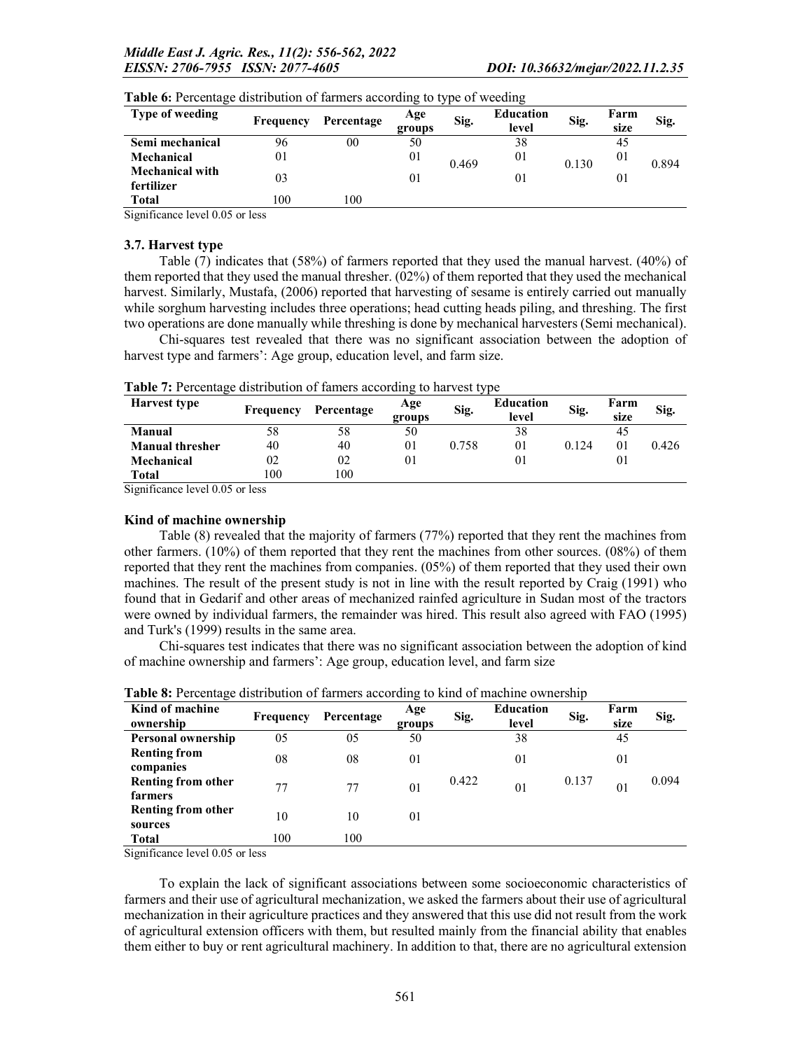**Table 6:** Percentage distribution of farmers according to type of weeding

| Type of weeding | Frequency | Percentage | Age groups | Sig. | Education level | Sig. | Farm size | Sig. |
|---|---|---|---|---|---|---|---|---|
| **Semi mechanical** | 96 | 00 | 50 | | 38 | | 45 | |
| **Mechanical** | 01 | | 01 | 0.469 | 01 | 0.130 | 01 | 0.894 |
| **Mechanical with fertilizer** | 03 | | 01 | | 01 | | 01 | |
| **Total** | 100 | 100 | | | | | | |

Significance level 0.05 or less

### 3.7. Harvest type

Table (7) indicates that (58%) of farmers reported that they used the manual harvest. (40%) of them reported that they used the manual thresher. (02%) of them reported that they used the mechanical harvest. Similarly, Mustafa, (2006) reported that harvesting of sesame is entirely carried out manually while sorghum harvesting includes three operations; head cutting heads piling, and threshing. The first two operations are done manually while threshing is done by mechanical harvesters (Semi mechanical).

Chi-squares test revealed that there was no significant association between the adoption of harvest type and farmers': Age group, education level, and farm size.

**Table 7:** Percentage distribution of famers according to harvest type

| Harvest type | Frequency | Percentage | Age groups | Sig. | Education level | Sig. | Farm size | Sig. |
|---|---|---|---|---|---|---|---|---|
| **Manual** | 58 | 58 | 50 | | 38 | | 45 | |
| **Manual thresher** | 40 | 40 | 01 | 0.758 | 01 | 0.124 | 01 | 0.426 |
| **Mechanical** | 02 | 02 | 01 | | 01 | | 01 | |
| **Total** | 100 | 100 | | | | | | |

Significance level 0.05 or less

### Kind of machine ownership

Table (8) revealed that the majority of farmers (77%) reported that they rent the machines from other farmers. (10%) of them reported that they rent the machines from other sources. (08%) of them reported that they rent the machines from companies. (05%) of them reported that they used their own machines. The result of the present study is not in line with the result reported by Craig (1991) who found that in Gedarif and other areas of mechanized rainfed agriculture in Sudan most of the tractors were owned by individual farmers, the remainder was hired. This result also agreed with FAO (1995) and Turk's (1999) results in the same area.

Chi-squares test indicates that there was no significant association between the adoption of kind of machine ownership and farmers': Age group, education level, and farm size

**Table 8:** Percentage distribution of farmers according to kind of machine ownership

| Kind of machine ownership | Frequency | Percentage | Age groups | Sig. | Education level | Sig. | Farm size | Sig. |
|---|---|---|---|---|---|---|---|---|
| **Personal ownership** | 05 | 05 | 50 | | 38 | | 45 | |
| **Renting from companies** | 08 | 08 | 01 | | 01 | | 01 | |
| **Renting from other farmers** | 77 | 77 | 01 | 0.422 | 01 | 0.137 | 01 | 0.094 |
| **Renting from other sources** | 10 | 10 | 01 | | | | | |
| **Total** | 100 | 100 | | | | | | |

Significance level 0.05 or less

To explain the lack of significant associations between some socioeconomic characteristics of farmers and their use of agricultural mechanization, we asked the farmers about their use of agricultural mechanization in their agriculture practices and they answered that this use did not result from the work of agricultural extension officers with them, but resulted mainly from the financial ability that enables them either to buy or rent agricultural machinery. In addition to that, there are no agricultural extension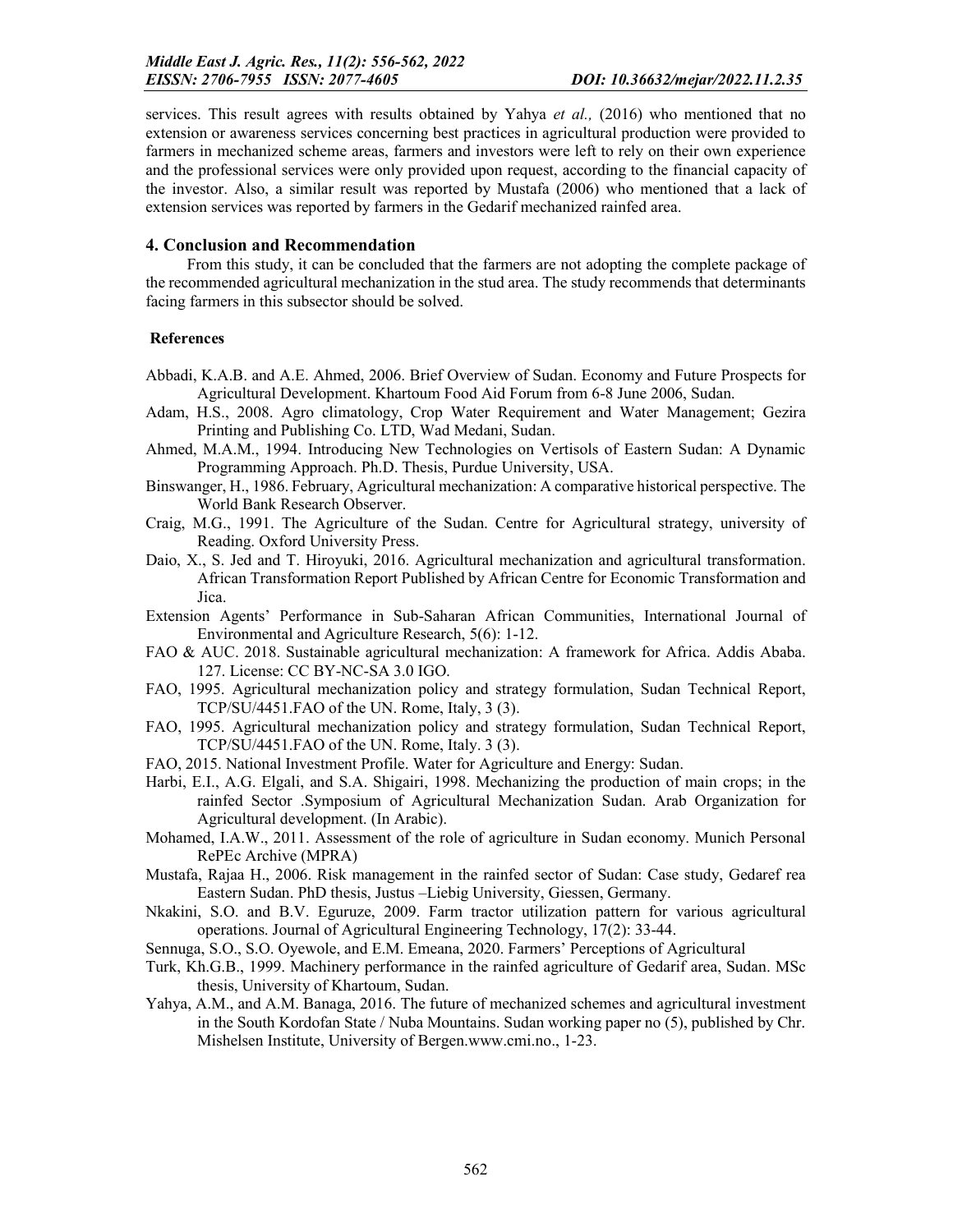services. This result agrees with results obtained by Yahya *et al.,* (2016) who mentioned that no extension or awareness services concerning best practices in agricultural production were provided to farmers in mechanized scheme areas, farmers and investors were left to rely on their own experience and the professional services were only provided upon request, according to the financial capacity of the investor. Also, a similar result was reported by Mustafa (2006) who mentioned that a lack of extension services was reported by farmers in the Gedarif mechanized rainfed area.

## 4. Conclusion and Recommendation

From this study, it can be concluded that the farmers are not adopting the complete package of the recommended agricultural mechanization in the stud area. The study recommends that determinants facing farmers in this subsector should be solved.

## References

Abbadi, K.A.B. and A.E. Ahmed, 2006. Brief Overview of Sudan. Economy and Future Prospects for Agricultural Development. Khartoum Food Aid Forum from 6-8 June 2006, Sudan.

Adam, H.S., 2008. Agro climatology, Crop Water Requirement and Water Management; Gezira Printing and Publishing Co. LTD, Wad Medani, Sudan.

Ahmed, M.A.M., 1994. Introducing New Technologies on Vertisols of Eastern Sudan: A Dynamic Programming Approach. Ph.D. Thesis, Purdue University, USA.

Binswanger, H., 1986. February, Agricultural mechanization: A comparative historical perspective. The World Bank Research Observer.

Craig, M.G., 1991. The Agriculture of the Sudan. Centre for Agricultural strategy, university of Reading. Oxford University Press.

Daio, X., S. Jed and T. Hiroyuki, 2016. Agricultural mechanization and agricultural transformation. African Transformation Report Published by African Centre for Economic Transformation and Jica.

Extension Agents' Performance in Sub-Saharan African Communities, International Journal of Environmental and Agriculture Research, 5(6): 1-12.

FAO & AUC. 2018. Sustainable agricultural mechanization: A framework for Africa. Addis Ababa. 127. License: CC BY-NC-SA 3.0 IGO.

FAO, 1995. Agricultural mechanization policy and strategy formulation, Sudan Technical Report, TCP/SU/4451.FAO of the UN. Rome, Italy, 3 (3).

FAO, 1995. Agricultural mechanization policy and strategy formulation, Sudan Technical Report, TCP/SU/4451.FAO of the UN. Rome, Italy. 3 (3).

FAO, 2015. National Investment Profile. Water for Agriculture and Energy: Sudan.

Harbi, E.I., A.G. Elgali, and S.A. Shigairi, 1998. Mechanizing the production of main crops; in the rainfed Sector .Symposium of Agricultural Mechanization Sudan. Arab Organization for Agricultural development. (In Arabic).

Mohamed, I.A.W., 2011. Assessment of the role of agriculture in Sudan economy. Munich Personal RePEc Archive (MPRA)

Mustafa, Rajaa H., 2006. Risk management in the rainfed sector of Sudan: Case study, Gedaref rea Eastern Sudan. PhD thesis, Justus –Liebig University, Giessen, Germany.

Nkakini, S.O. and B.V. Eguruze, 2009. Farm tractor utilization pattern for various agricultural operations. Journal of Agricultural Engineering Technology, 17(2): 33-44.

Sennuga, S.O., S.O. Oyewole, and E.M. Emeana, 2020. Farmers' Perceptions of Agricultural

Turk, Kh.G.B., 1999. Machinery performance in the rainfed agriculture of Gedarif area, Sudan. MSc thesis, University of Khartoum, Sudan.

Yahya, A.M., and A.M. Banaga, 2016. The future of mechanized schemes and agricultural investment in the South Kordofan State / Nuba Mountains. Sudan working paper no (5), published by Chr. Mishelsen Institute, University of Bergen.www.cmi.no., 1-23.